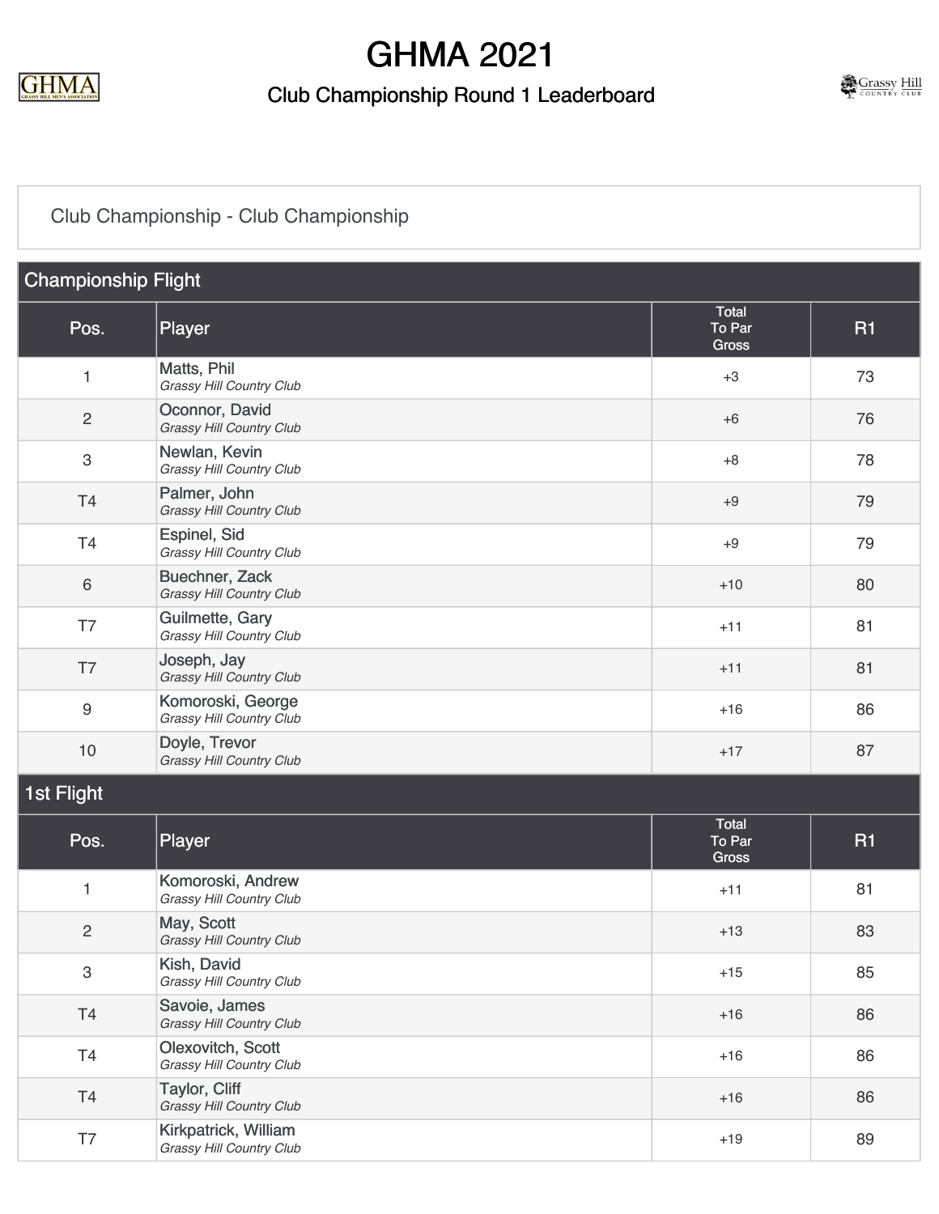# GHMA 2021

## Club Championship Round 1 Leaderboard

Club Championship - Club Championship

### Championship Flight

| Pos. | Player | Total To Par Gross | R1 |
|---|---|---|---|
| 1 | Matts, Phil<br>*Grassy Hill Country Club* | +3 | 73 |
| 2 | Oconnor, David<br>*Grassy Hill Country Club* | +6 | 76 |
| 3 | Newlan, Kevin<br>*Grassy Hill Country Club* | +8 | 78 |
| T4 | Palmer, John<br>*Grassy Hill Country Club* | +9 | 79 |
| T4 | Espinel, Sid<br>*Grassy Hill Country Club* | +9 | 79 |
| 6 | Buechner, Zack<br>*Grassy Hill Country Club* | +10 | 80 |
| T7 | Guilmette, Gary<br>*Grassy Hill Country Club* | +11 | 81 |
| T7 | Joseph, Jay<br>*Grassy Hill Country Club* | +11 | 81 |
| 9 | Komoroski, George<br>*Grassy Hill Country Club* | +16 | 86 |
| 10 | Doyle, Trevor<br>*Grassy Hill Country Club* | +17 | 87 |

### 1st Flight

| Pos. | Player | Total To Par Gross | R1 |
|---|---|---|---|
| 1 | Komoroski, Andrew<br>*Grassy Hill Country Club* | +11 | 81 |
| 2 | May, Scott<br>*Grassy Hill Country Club* | +13 | 83 |
| 3 | Kish, David<br>*Grassy Hill Country Club* | +15 | 85 |
| T4 | Savoie, James<br>*Grassy Hill Country Club* | +16 | 86 |
| T4 | Olexovitch, Scott<br>*Grassy Hill Country Club* | +16 | 86 |
| T4 | Taylor, Cliff<br>*Grassy Hill Country Club* | +16 | 86 |
| T7 | Kirkpatrick, William<br>*Grassy Hill Country Club* | +19 | 89 |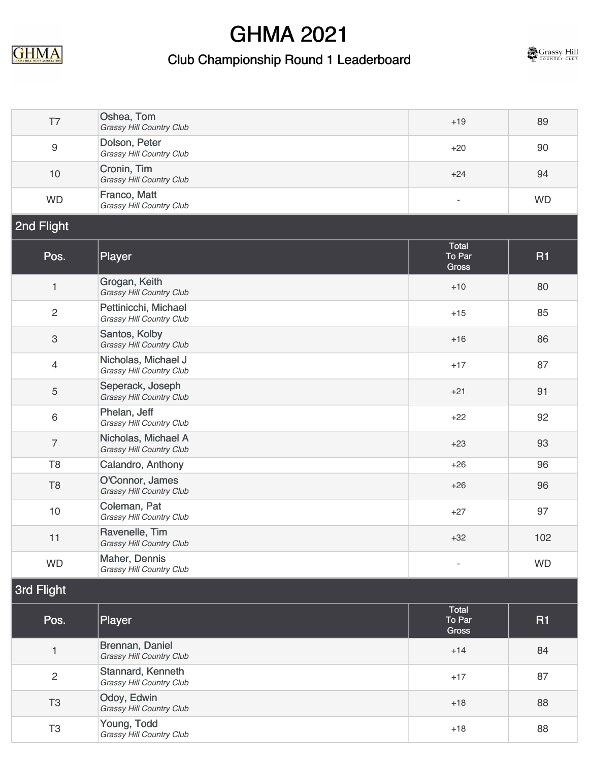# GHMA 2021

## Club Championship Round 1 Leaderboard

| Pos. | Player | Total To Par Gross | R1 |
|---|---|---|---|
| T7 | Oshea, Tom<br>*Grassy Hill Country Club* | +19 | 89 |
| 9 | Dolson, Peter<br>*Grassy Hill Country Club* | +20 | 90 |
| 10 | Cronin, Tim<br>*Grassy Hill Country Club* | +24 | 94 |
| WD | Franco, Matt<br>*Grassy Hill Country Club* | - | WD |

### 2nd Flight

| Pos. | Player | Total To Par Gross | R1 |
|---|---|---|---|
| 1 | Grogan, Keith<br>*Grassy Hill Country Club* | +10 | 80 |
| 2 | Pettinicchi, Michael<br>*Grassy Hill Country Club* | +15 | 85 |
| 3 | Santos, Kolby<br>*Grassy Hill Country Club* | +16 | 86 |
| 4 | Nicholas, Michael J<br>*Grassy Hill Country Club* | +17 | 87 |
| 5 | Seperack, Joseph<br>*Grassy Hill Country Club* | +21 | 91 |
| 6 | Phelan, Jeff<br>*Grassy Hill Country Club* | +22 | 92 |
| 7 | Nicholas, Michael A<br>*Grassy Hill Country Club* | +23 | 93 |
| T8 | Calandro, Anthony | +26 | 96 |
| T8 | O'Connor, James<br>*Grassy Hill Country Club* | +26 | 96 |
| 10 | Coleman, Pat<br>*Grassy Hill Country Club* | +27 | 97 |
| 11 | Ravenelle, Tim<br>*Grassy Hill Country Club* | +32 | 102 |
| WD | Maher, Dennis<br>*Grassy Hill Country Club* | - | WD |

### 3rd Flight

| Pos. | Player | Total To Par Gross | R1 |
|---|---|---|---|
| 1 | Brennan, Daniel<br>*Grassy Hill Country Club* | +14 | 84 |
| 2 | Stannard, Kenneth<br>*Grassy Hill Country Club* | +17 | 87 |
| T3 | Odoy, Edwin<br>*Grassy Hill Country Club* | +18 | 88 |
| T3 | Young, Todd<br>*Grassy Hill Country Club* | +18 | 88 |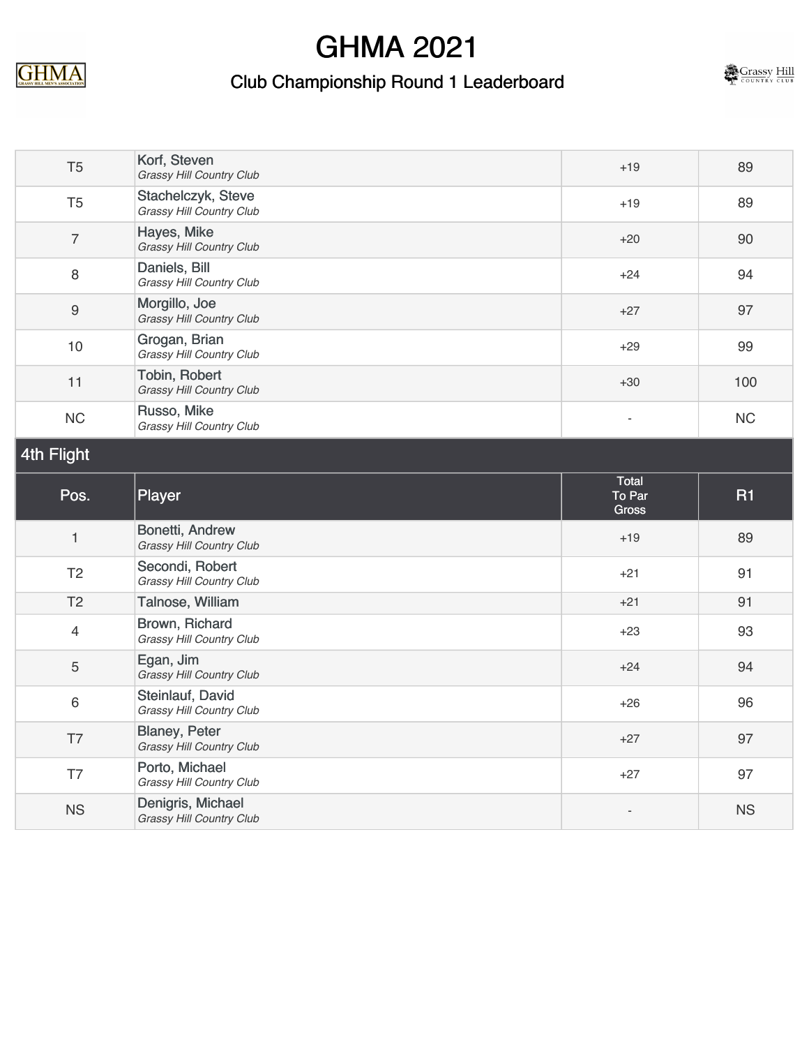# GHMA 2021

## Club Championship Round 1 Leaderboard

| Pos. | Player | Total To Par Gross | R1 |
|---|---|---|---|
| T5 | Korf, Steven<br>*Grassy Hill Country Club* | +19 | 89 |
| T5 | Stachelczyk, Steve<br>*Grassy Hill Country Club* | +19 | 89 |
| 7 | Hayes, Mike<br>*Grassy Hill Country Club* | +20 | 90 |
| 8 | Daniels, Bill<br>*Grassy Hill Country Club* | +24 | 94 |
| 9 | Morgillo, Joe<br>*Grassy Hill Country Club* | +27 | 97 |
| 10 | Grogan, Brian<br>*Grassy Hill Country Club* | +29 | 99 |
| 11 | Tobin, Robert<br>*Grassy Hill Country Club* | +30 | 100 |
| NC | Russo, Mike<br>*Grassy Hill Country Club* | - | NC |

### 4th Flight

| Pos. | Player | Total To Par Gross | R1 |
|---|---|---|---|
| 1 | Bonetti, Andrew<br>*Grassy Hill Country Club* | +19 | 89 |
| T2 | Secondi, Robert<br>*Grassy Hill Country Club* | +21 | 91 |
| T2 | Talnose, William | +21 | 91 |
| 4 | Brown, Richard<br>*Grassy Hill Country Club* | +23 | 93 |
| 5 | Egan, Jim<br>*Grassy Hill Country Club* | +24 | 94 |
| 6 | Steinlauf, David<br>*Grassy Hill Country Club* | +26 | 96 |
| T7 | Blaney, Peter<br>*Grassy Hill Country Club* | +27 | 97 |
| T7 | Porto, Michael<br>*Grassy Hill Country Club* | +27 | 97 |
| NS | Denigris, Michael<br>*Grassy Hill Country Club* | - | NS |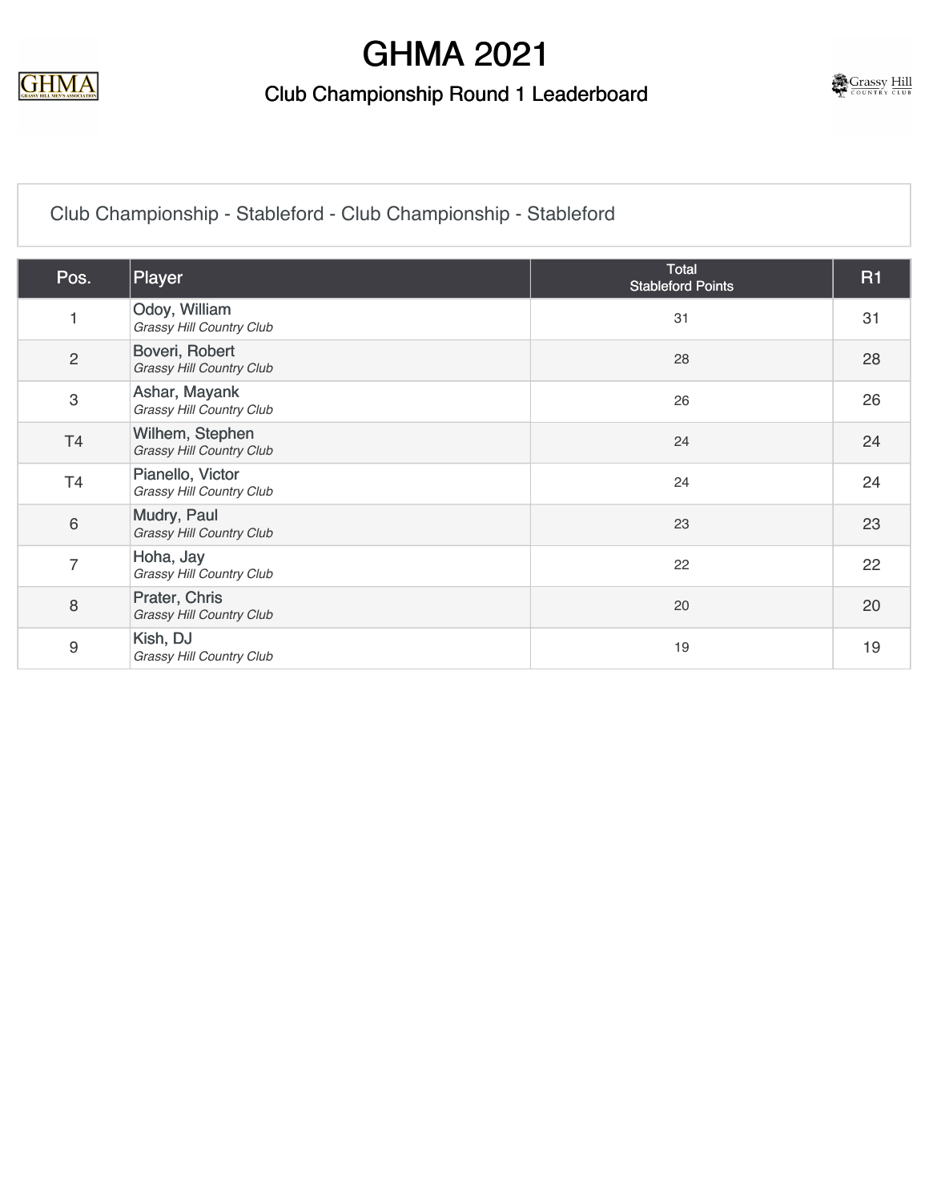# GHMA 2021

## Club Championship Round 1 Leaderboard

Club Championship - Stableford - Club Championship - Stableford

| Pos. | Player | Total Stableford Points | R1 |
|---|---|---|---|
| 1 | Odoy, William<br>*Grassy Hill Country Club* | 31 | 31 |
| 2 | Boveri, Robert<br>*Grassy Hill Country Club* | 28 | 28 |
| 3 | Ashar, Mayank<br>*Grassy Hill Country Club* | 26 | 26 |
| T4 | Wilhem, Stephen<br>*Grassy Hill Country Club* | 24 | 24 |
| T4 | Pianello, Victor<br>*Grassy Hill Country Club* | 24 | 24 |
| 6 | Mudry, Paul<br>*Grassy Hill Country Club* | 23 | 23 |
| 7 | Hoha, Jay<br>*Grassy Hill Country Club* | 22 | 22 |
| 8 | Prater, Chris<br>*Grassy Hill Country Club* | 20 | 20 |
| 9 | Kish, DJ<br>*Grassy Hill Country Club* | 19 | 19 |